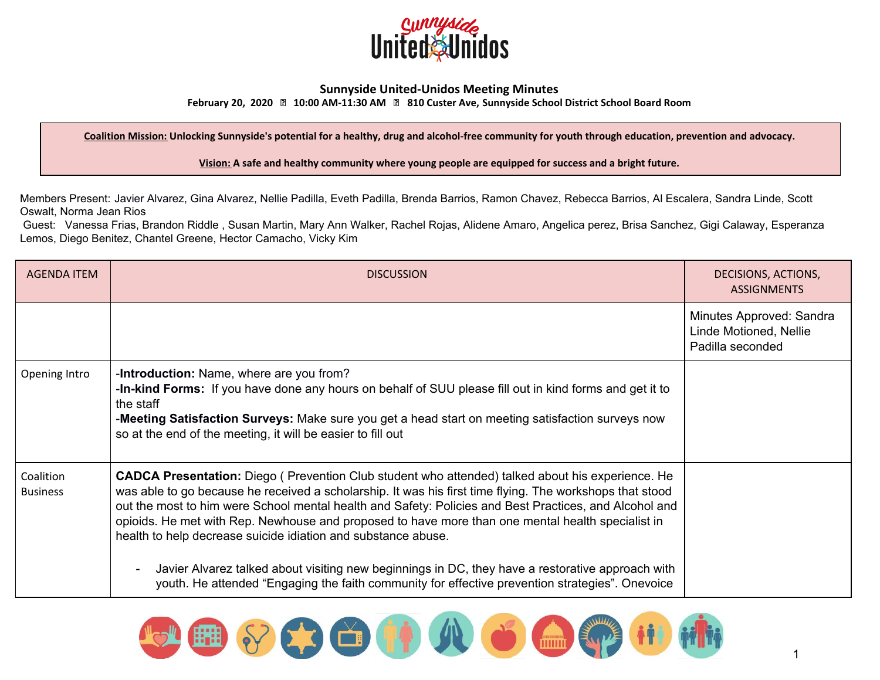# Sunnyside United-Unidos Meeting Minutes

**February 20, 2020 ▯ 10:00 AM-11:30 AM ▯ 810 Custer Ave, Sunnyside School District School Board Room**

**Coalition Mission: Unlocking Sunnyside's potential for a healthy, drug and alcohol-free community for youth through education, prevention and advocacy.**

**Vision: A safe and healthy community where young people are equipped for success and a bright future.**

Members Present: Javier Alvarez, Gina Alvarez, Nellie Padilla, Eveth Padilla, Brenda Barrios, Ramon Chavez, Rebecca Barrios, Al Escalera, Sandra Linde, Scott Oswalt, Norma Jean Rios

Guest: Vanessa Frias, Brandon Riddle , Susan Martin, Mary Ann Walker, Rachel Rojas, Alidene Amaro, Angelica perez, Brisa Sanchez, Gigi Calaway, Esperanza Lemos, Diego Benitez, Chantel Greene, Hector Camacho, Vicky Kim

| AGENDA ITEM | DISCUSSION | DECISIONS, ACTIONS, ASSIGNMENTS |
|---|---|---|
| | | Minutes Approved: Sandra Linde Motioned, Nellie Padilla seconded |
| Opening Intro | -**Introduction:** Name, where are you from?<br>-**In-kind Forms:** If you have done any hours on behalf of SUU please fill out in kind forms and get it to the staff<br>-**Meeting Satisfaction Surveys:** Make sure you get a head start on meeting satisfaction surveys now so at the end of the meeting, it will be easier to fill out | |
| Coalition Business | **CADCA Presentation:** Diego ( Prevention Club student who attended) talked about his experience. He was able to go because he received a scholarship. It was his first time flying. The workshops that stood out the most to him were School mental health and Safety: Policies and Best Practices, and Alcohol and opioids. He met with Rep. Newhouse and proposed to have more than one mental health specialist in health to help decrease suicide idiation and substance abuse.<br><br>- Javier Alvarez talked about visiting new beginnings in DC, they have a restorative approach with youth. He attended "Engaging the faith community for effective prevention strategies". Onevoice | |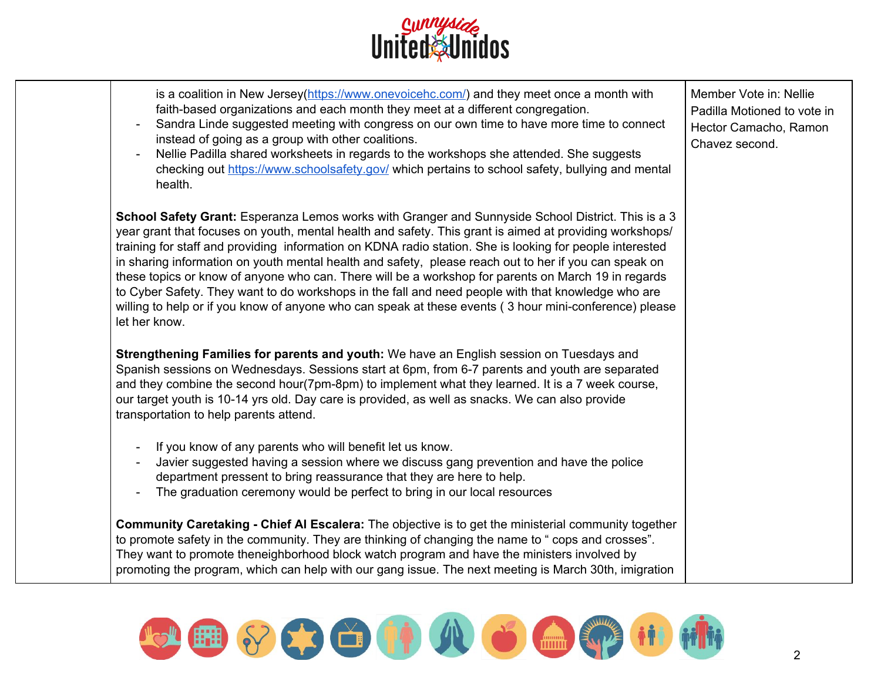| | | |
|---|---|---|
| | is a coalition in New Jersey(https://www.onevoicehc.com/) and they meet once a month with faith-based organizations and each month they meet at a different congregation.<br>- Sandra Linde suggested meeting with congress on our own time to have more time to connect instead of going as a group with other coalitions.<br>- Nellie Padilla shared worksheets in regards to the workshops she attended. She suggests checking out https://www.schoolsafety.gov/ which pertains to school safety, bullying and mental health.<br><br>**School Safety Grant:** Esperanza Lemos works with Granger and Sunnyside School District. This is a 3 year grant that focuses on youth, mental health and safety. This grant is aimed at providing workshops/ training for staff and providing information on KDNA radio station. She is looking for people interested in sharing information on youth mental health and safety, please reach out to her if you can speak on these topics or know of anyone who can. There will be a workshop for parents on March 19 in regards to Cyber Safety. They want to do workshops in the fall and need people with that knowledge who are willing to help or if you know of anyone who can speak at these events ( 3 hour mini-conference) please let her know.<br><br>**Strengthening Families for parents and youth:** We have an English session on Tuesdays and Spanish sessions on Wednesdays. Sessions start at 6pm, from 6-7 parents and youth are separated and they combine the second hour(7pm-8pm) to implement what they learned. It is a 7 week course, our target youth is 10-14 yrs old. Day care is provided, as well as snacks. We can also provide transportation to help parents attend.<br><br>- If you know of any parents who will benefit let us know.<br>- Javier suggested having a session where we discuss gang prevention and have the police department pressent to bring reassurance that they are here to help.<br>- The graduation ceremony would be perfect to bring in our local resources<br><br>**Community Caretaking - Chief Al Escalera:** The objective is to get the ministerial community together to promote safety in the community. They are thinking of changing the name to " cops and crosses". They want to promote theneighborhood block watch program and have the ministers involved by promoting the program, which can help with our gang issue. The next meeting is March 30th, imigration | Member Vote in: Nellie Padilla Motioned to vote in Hector Camacho, Ramon Chavez second. |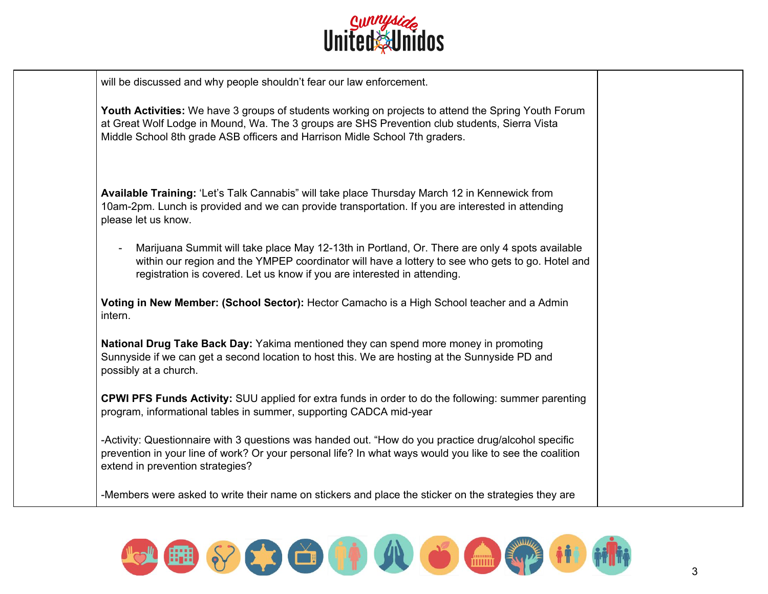| | | |
|---|---|---|
| | will be discussed and why people shouldn't fear our law enforcement.<br><br>**Youth Activities:** We have 3 groups of students working on projects to attend the Spring Youth Forum at Great Wolf Lodge in Mound, Wa. The 3 groups are SHS Prevention club students, Sierra Vista Middle School 8th grade ASB officers and Harrison Midle School 7th graders.<br><br>**Available Training:** 'Let's Talk Cannabis" will take place Thursday March 12 in Kennewick from 10am-2pm. Lunch is provided and we can provide transportation. If you are interested in attending please let us know.<br><br>- Marijuana Summit will take place May 12-13th in Portland, Or. There are only 4 spots available within our region and the YMPEP coordinator will have a lottery to see who gets to go. Hotel and registration is covered. Let us know if you are interested in attending.<br><br>**Voting in New Member: (School Sector):** Hector Camacho is a High School teacher and a Admin intern.<br><br>**National Drug Take Back Day:** Yakima mentioned they can spend more money in promoting Sunnyside if we can get a second location to host this. We are hosting at the Sunnyside PD and possibly at a church.<br><br>**CPWI PFS Funds Activity:** SUU applied for extra funds in order to do the following: summer parenting program, informational tables in summer, supporting CADCA mid-year<br><br>-Activity: Questionnaire with 3 questions was handed out. "How do you practice drug/alcohol specific prevention in your line of work? Or your personal life? In what ways would you like to see the coalition extend in prevention strategies?<br><br>-Members were asked to write their name on stickers and place the sticker on the strategies they are | |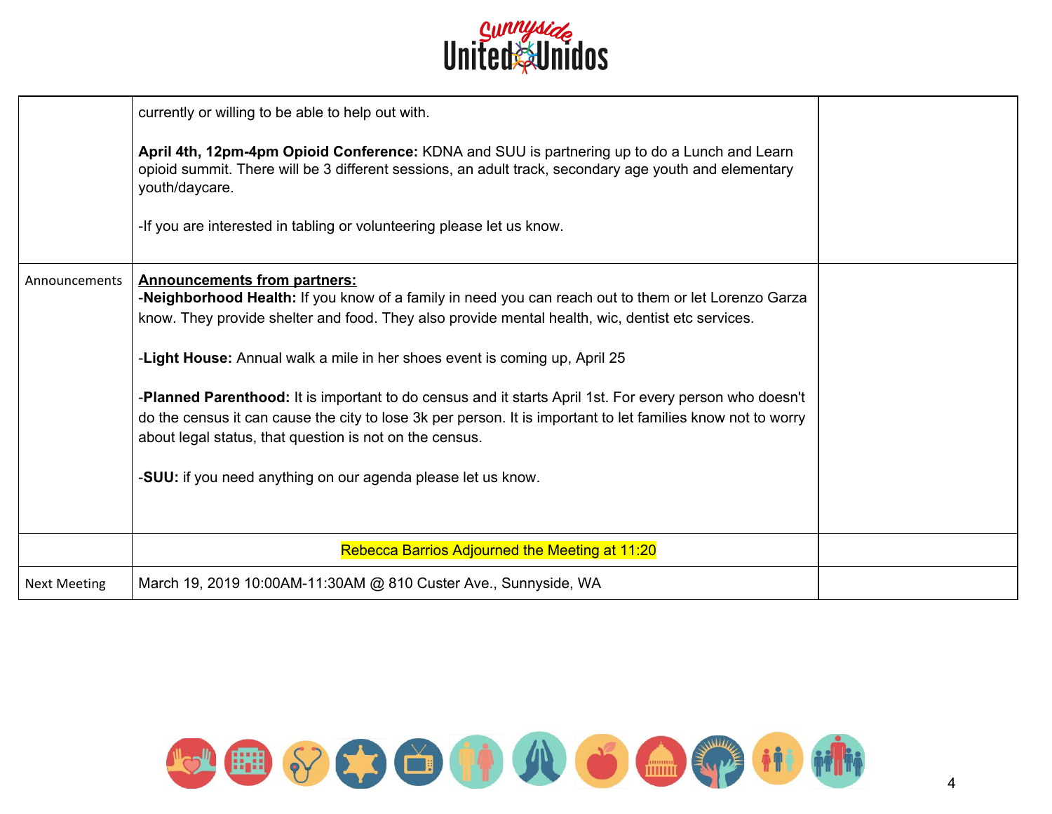| | | |
|---|---|---|
| | currently or willing to be able to help out with.<br><br>**April 4th, 12pm-4pm Opioid Conference:** KDNA and SUU is partnering up to do a Lunch and Learn opioid summit. There will be 3 different sessions, an adult track, secondary age youth and elementary youth/daycare.<br><br>-If you are interested in tabling or volunteering please let us know. | |
| Announcements | **Announcements from partners:**<br>-**Neighborhood Health:** If you know of a family in need you can reach out to them or let Lorenzo Garza know. They provide shelter and food. They also provide mental health, wic, dentist etc services.<br><br>-**Light House:** Annual walk a mile in her shoes event is coming up, April 25<br><br>-**Planned Parenthood:** It is important to do census and it starts April 1st. For every person who doesn't do the census it can cause the city to lose 3k per person. It is important to let families know not to worry about legal status, that question is not on the census.<br><br>-**SUU:** if you need anything on our agenda please let us know. | |
| | Rebecca Barrios Adjourned the Meeting at 11:20 | |
| Next Meeting | March 19, 2019 10:00AM-11:30AM @ 810 Custer Ave., Sunnyside, WA | |